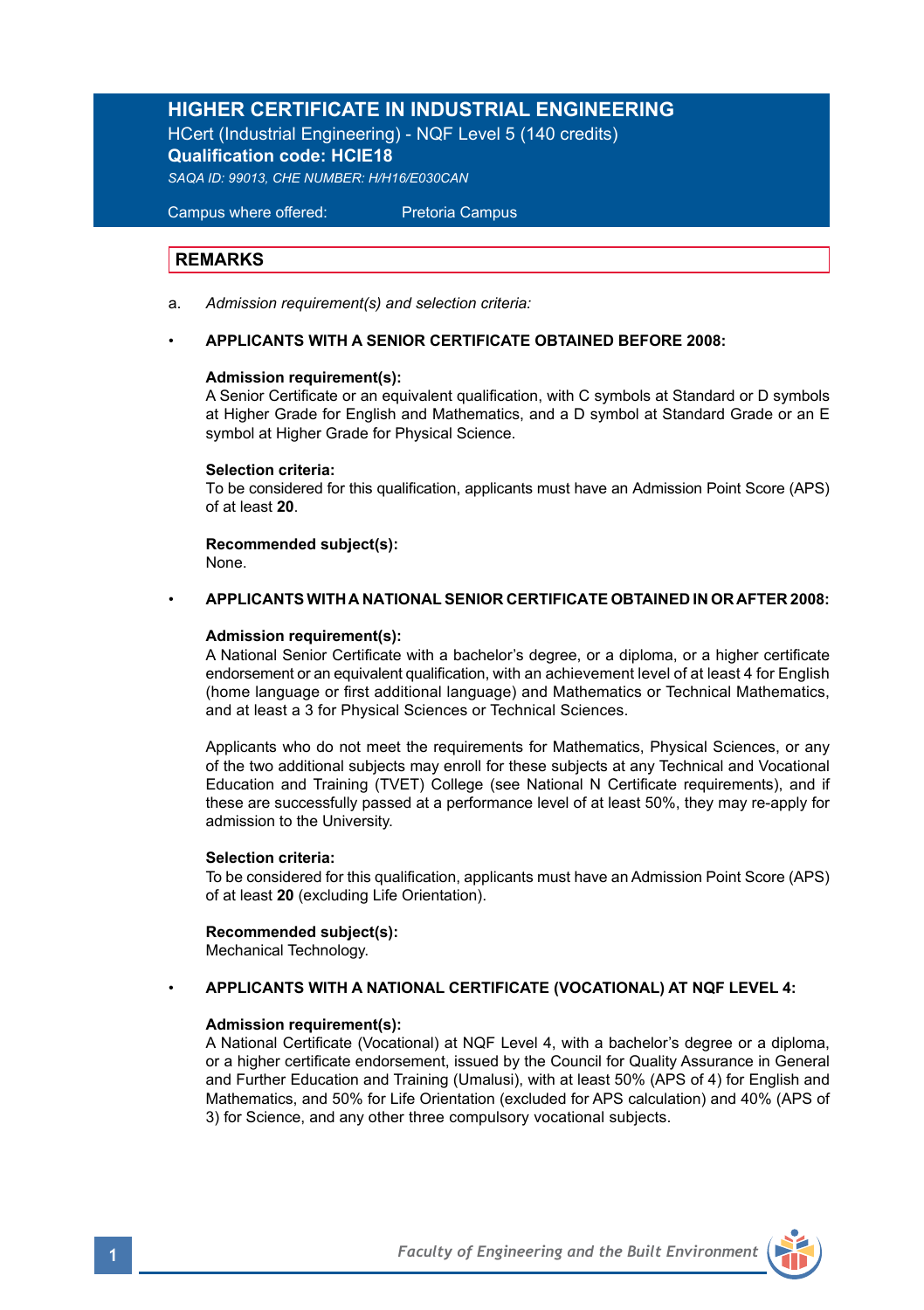# HIGHER CERTIFICATE IN INDUSTRIAL ENGINEERING

HCert (Industrial Engineering) - NQF Level 5 (140 credits)

**Qualification code: HCIE18**

*SAQA ID: 99013, CHE NUMBER: H/H16/E030CAN*

Campus where offered: Pretoria Campus

## REMARKS

a. *Admission requirement(s) and selection criteria:*

- **APPLICANTS WITH A SENIOR CERTIFICATE OBTAINED BEFORE 2008:**

**Admission requirement(s):**
A Senior Certificate or an equivalent qualification, with C symbols at Standard or D symbols at Higher Grade for English and Mathematics, and a D symbol at Standard Grade or an E symbol at Higher Grade for Physical Science.

**Selection criteria:**
To be considered for this qualification, applicants must have an Admission Point Score (APS) of at least **20**.

**Recommended subject(s):**
None.

- **APPLICANTS WITH A NATIONAL SENIOR CERTIFICATE OBTAINED IN OR AFTER 2008:**

**Admission requirement(s):**
A National Senior Certificate with a bachelor's degree, or a diploma, or a higher certificate endorsement or an equivalent qualification, with an achievement level of at least 4 for English (home language or first additional language) and Mathematics or Technical Mathematics, and at least a 3 for Physical Sciences or Technical Sciences.

Applicants who do not meet the requirements for Mathematics, Physical Sciences, or any of the two additional subjects may enroll for these subjects at any Technical and Vocational Education and Training (TVET) College (see National N Certificate requirements), and if these are successfully passed at a performance level of at least 50%, they may re-apply for admission to the University.

**Selection criteria:**
To be considered for this qualification, applicants must have an Admission Point Score (APS) of at least **20** (excluding Life Orientation).

**Recommended subject(s):**
Mechanical Technology.

- **APPLICANTS WITH A NATIONAL CERTIFICATE (VOCATIONAL) AT NQF LEVEL 4:**

**Admission requirement(s):**
A National Certificate (Vocational) at NQF Level 4, with a bachelor's degree or a diploma, or a higher certificate endorsement, issued by the Council for Quality Assurance in General and Further Education and Training (Umalusi), with at least 50% (APS of 4) for English and Mathematics, and 50% for Life Orientation (excluded for APS calculation) and 40% (APS of 3) for Science, and any other three compulsory vocational subjects.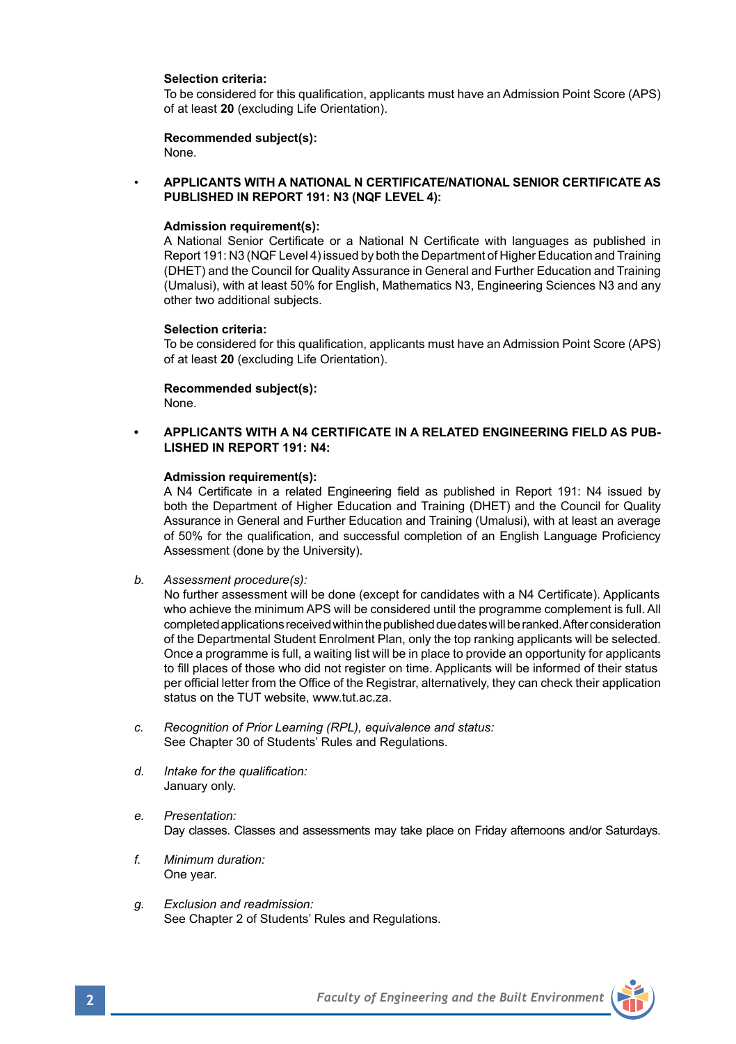**Selection criteria:**
To be considered for this qualification, applicants must have an Admission Point Score (APS) of at least **20** (excluding Life Orientation).

**Recommended subject(s):**
None.

- **APPLICANTS WITH A NATIONAL N CERTIFICATE/NATIONAL SENIOR CERTIFICATE AS PUBLISHED IN REPORT 191: N3 (NQF LEVEL 4):**

  **Admission requirement(s):**
  A National Senior Certificate or a National N Certificate with languages as published in Report 191: N3 (NQF Level 4) issued by both the Department of Higher Education and Training (DHET) and the Council for Quality Assurance in General and Further Education and Training (Umalusi), with at least 50% for English, Mathematics N3, Engineering Sciences N3 and any other two additional subjects.

  **Selection criteria:**
  To be considered for this qualification, applicants must have an Admission Point Score (APS) of at least **20** (excluding Life Orientation).

  **Recommended subject(s):**
  None.

- **APPLICANTS WITH A N4 CERTIFICATE IN A RELATED ENGINEERING FIELD AS PUBLISHED IN REPORT 191: N4:**

  **Admission requirement(s):**
  A N4 Certificate in a related Engineering field as published in Report 191: N4 issued by both the Department of Higher Education and Training (DHET) and the Council for Quality Assurance in General and Further Education and Training (Umalusi), with at least an average of 50% for the qualification, and successful completion of an English Language Proficiency Assessment (done by the University).

b. *Assessment procedure(s):*
No further assessment will be done (except for candidates with a N4 Certificate). Applicants who achieve the minimum APS will be considered until the programme complement is full. All completed applications received within the published due dates will be ranked. After consideration of the Departmental Student Enrolment Plan, only the top ranking applicants will be selected. Once a programme is full, a waiting list will be in place to provide an opportunity for applicants to fill places of those who did not register on time. Applicants will be informed of their status per official letter from the Office of the Registrar, alternatively, they can check their application status on the TUT website, www.tut.ac.za.

c. *Recognition of Prior Learning (RPL), equivalence and status:*
See Chapter 30 of Students' Rules and Regulations.

d. *Intake for the qualification:*
January only.

e. *Presentation:*
Day classes. Classes and assessments may take place on Friday afternoons and/or Saturdays.

f. *Minimum duration:*
One year.

g. *Exclusion and readmission:*
See Chapter 2 of Students' Rules and Regulations.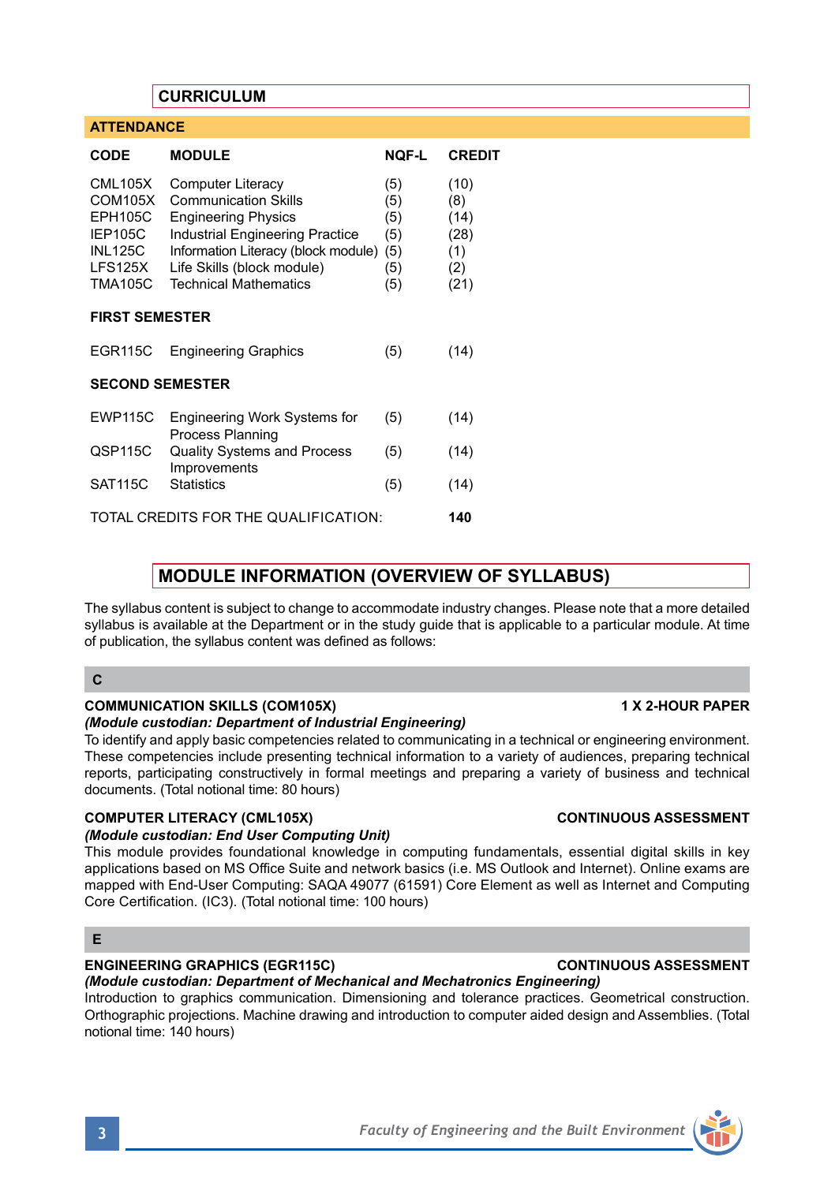## CURRICULUM

| ATTENDANCE | | | |
|---|---|---|---|
| **CODE** | **MODULE** | **NQF-L** | **CREDIT** |
| CML105X | Computer Literacy | (5) | (10) |
| COM105X | Communication Skills | (5) | (8) |
| EPH105C | Engineering Physics | (5) | (14) |
| IEP105C | Industrial Engineering Practice | (5) | (28) |
| INL125C | Information Literacy (block module) | (5) | (1) |
| LFS125X | Life Skills (block module) | (5) | (2) |
| TMA105C | Technical Mathematics | (5) | (21) |
| **FIRST SEMESTER** | | | |
| EGR115C | Engineering Graphics | (5) | (14) |
| **SECOND SEMESTER** | | | |
| EWP115C | Engineering Work Systems for Process Planning | (5) | (14) |
| QSP115C | Quality Systems and Process Improvements | (5) | (14) |
| SAT115C | Statistics | (5) | (14) |
| TOTAL CREDITS FOR THE QUALIFICATION: | | | **140** |

## MODULE INFORMATION (OVERVIEW OF SYLLABUS)

The syllabus content is subject to change to accommodate industry changes. Please note that a more detailed syllabus is available at the Department or in the study guide that is applicable to a particular module. At time of publication, the syllabus content was defined as follows:

### C

**COMMUNICATION SKILLS (COM105X)** — **1 X 2-HOUR PAPER**
***(Module custodian: Department of Industrial Engineering)***
To identify and apply basic competencies related to communicating in a technical or engineering environment. These competencies include presenting technical information to a variety of audiences, preparing technical reports, participating constructively in formal meetings and preparing a variety of business and technical documents. (Total notional time: 80 hours)

**COMPUTER LITERACY (CML105X)** — **CONTINUOUS ASSESSMENT**
***(Module custodian: End User Computing Unit)***
This module provides foundational knowledge in computing fundamentals, essential digital skills in key applications based on MS Office Suite and network basics (i.e. MS Outlook and Internet). Online exams are mapped with End-User Computing: SAQA 49077 (61591) Core Element as well as Internet and Computing Core Certification. (IC3). (Total notional time: 100 hours)

### E

**ENGINEERING GRAPHICS (EGR115C)** — **CONTINUOUS ASSESSMENT**
***(Module custodian: Department of Mechanical and Mechatronics Engineering)***
Introduction to graphics communication. Dimensioning and tolerance practices. Geometrical construction. Orthographic projections. Machine drawing and introduction to computer aided design and Assemblies. (Total notional time: 140 hours)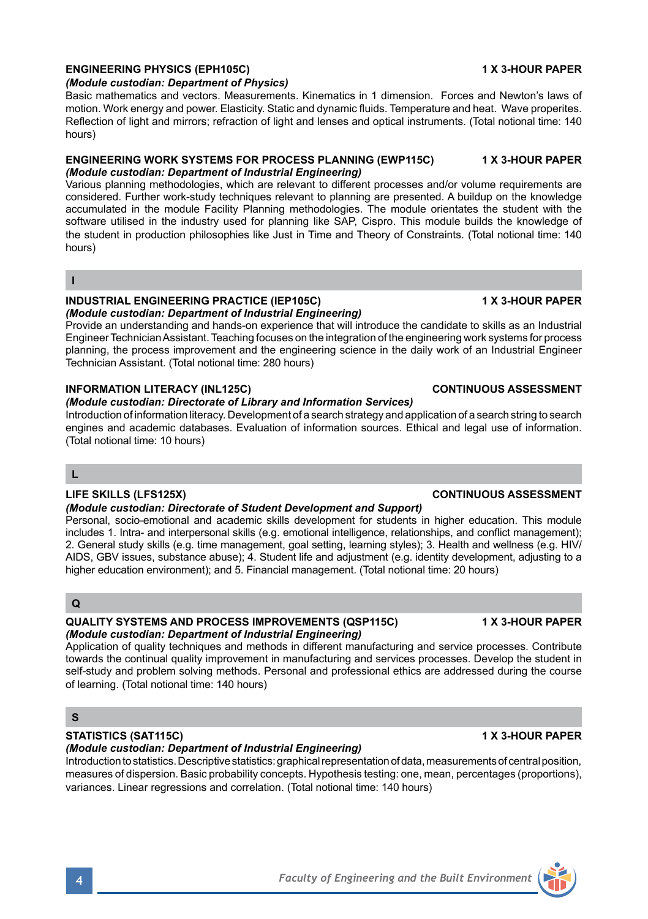**ENGINEERING PHYSICS (EPH105C)** **1 X 3-HOUR PAPER**

***(Module custodian: Department of Physics)***

Basic mathematics and vectors. Measurements. Kinematics in 1 dimension. Forces and Newton's laws of motion. Work energy and power. Elasticity. Static and dynamic fluids. Temperature and heat. Wave properites. Reflection of light and mirrors; refraction of light and lenses and optical instruments. (Total notional time: 140 hours)

**ENGINEERING WORK SYSTEMS FOR PROCESS PLANNING (EWP115C)** **1 X 3-HOUR PAPER**

***(Module custodian: Department of Industrial Engineering)***

Various planning methodologies, which are relevant to different processes and/or volume requirements are considered. Further work-study techniques relevant to planning are presented. A buildup on the knowledge accumulated in the module Facility Planning methodologies. The module orientates the student with the software utilised in the industry used for planning like SAP, Cispro. This module builds the knowledge of the student in production philosophies like Just in Time and Theory of Constraints. (Total notional time: 140 hours)

## I

**INDUSTRIAL ENGINEERING PRACTICE (IEP105C)** **1 X 3-HOUR PAPER**

***(Module custodian: Department of Industrial Engineering)***

Provide an understanding and hands-on experience that will introduce the candidate to skills as an Industrial Engineer Technician Assistant. Teaching focuses on the integration of the engineering work systems for process planning, the process improvement and the engineering science in the daily work of an Industrial Engineer Technician Assistant. (Total notional time: 280 hours)

**INFORMATION LITERACY (INL125C)** **CONTINUOUS ASSESSMENT**

***(Module custodian: Directorate of Library and Information Services)***

Introduction of information literacy. Development of a search strategy and application of a search string to search engines and academic databases. Evaluation of information sources. Ethical and legal use of information. (Total notional time: 10 hours)

## L

**LIFE SKILLS (LFS125X)** **CONTINUOUS ASSESSMENT**

***(Module custodian: Directorate of Student Development and Support)***

Personal, socio-emotional and academic skills development for students in higher education. This module includes 1. Intra- and interpersonal skills (e.g. emotional intelligence, relationships, and conflict management); 2. General study skills (e.g. time management, goal setting, learning styles); 3. Health and wellness (e.g. HIV/AIDS, GBV issues, substance abuse); 4. Student life and adjustment (e.g. identity development, adjusting to a higher education environment); and 5. Financial management. (Total notional time: 20 hours)

## Q

**QUALITY SYSTEMS AND PROCESS IMPROVEMENTS (QSP115C)** **1 X 3-HOUR PAPER**

***(Module custodian: Department of Industrial Engineering)***

Application of quality techniques and methods in different manufacturing and service processes. Contribute towards the continual quality improvement in manufacturing and services processes. Develop the student in self-study and problem solving methods. Personal and professional ethics are addressed during the course of learning. (Total notional time: 140 hours)

## S

**STATISTICS (SAT115C)** **1 X 3-HOUR PAPER**

***(Module custodian: Department of Industrial Engineering)***

Introduction to statistics. Descriptive statistics: graphical representation of data, measurements of central position, measures of dispersion. Basic probability concepts. Hypothesis testing: one, mean, percentages (proportions), variances. Linear regressions and correlation. (Total notional time: 140 hours)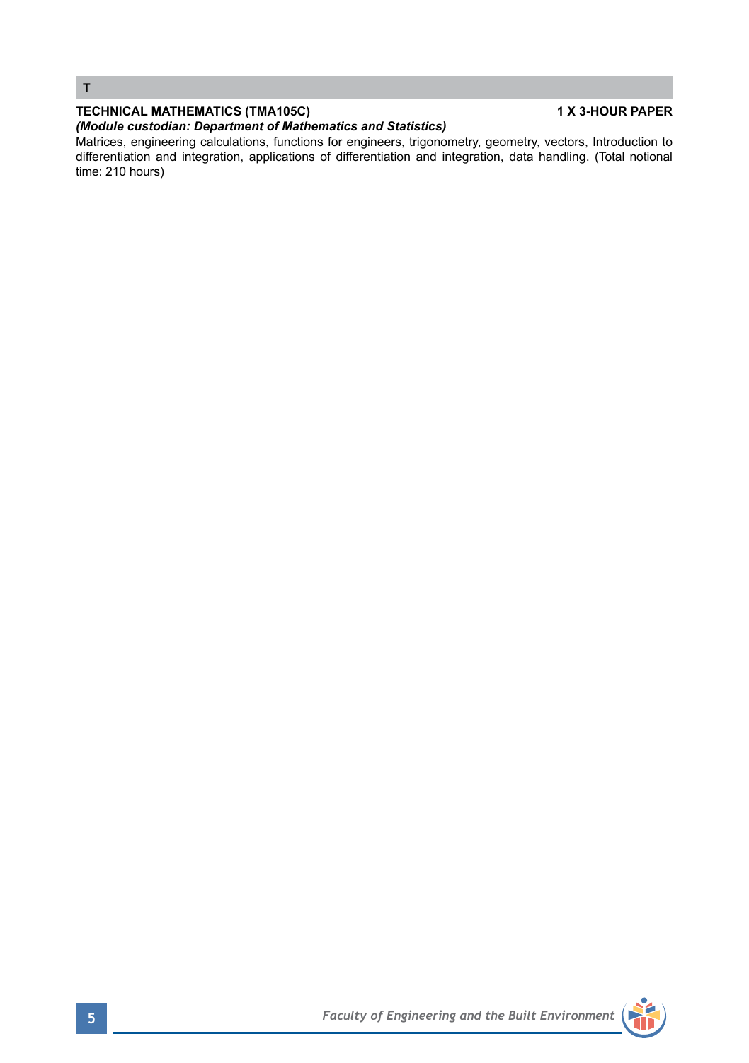## T

**TECHNICAL MATHEMATICS (TMA105C)** **1 X 3-HOUR PAPER**

***(Module custodian: Department of Mathematics and Statistics)***

Matrices, engineering calculations, functions for engineers, trigonometry, geometry, vectors, Introduction to differentiation and integration, applications of differentiation and integration, data handling. (Total notional time: 210 hours)